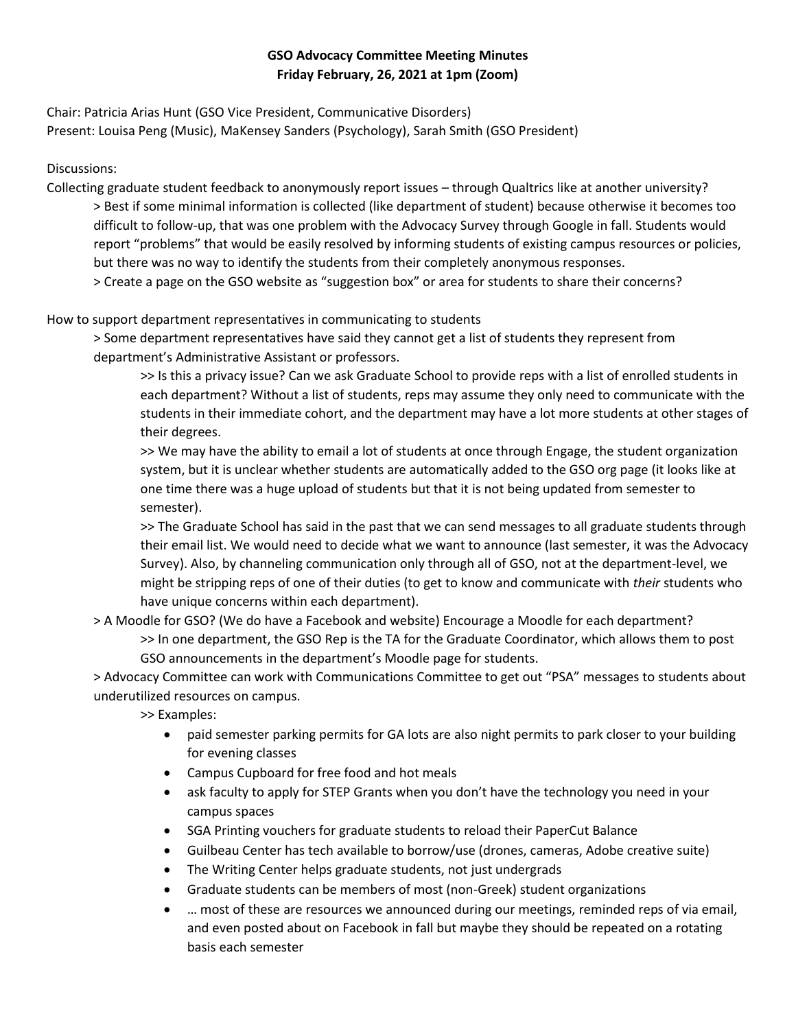**GSO Advocacy Committee Meeting Minutes**
**Friday February, 26, 2021 at 1pm (Zoom)**

Chair: Patricia Arias Hunt (GSO Vice President, Communicative Disorders)
Present: Louisa Peng (Music), MaKensey Sanders (Psychology), Sarah Smith (GSO President)

Discussions:

Collecting graduate student feedback to anonymously report issues – through Qualtrics like at another university?

> Best if some minimal information is collected (like department of student) because otherwise it becomes too difficult to follow-up, that was one problem with the Advocacy Survey through Google in fall. Students would report "problems" that would be easily resolved by informing students of existing campus resources or policies, but there was no way to identify the students from their completely anonymous responses.

> Create a page on the GSO website as "suggestion box" or area for students to share their concerns?

How to support department representatives in communicating to students

> Some department representatives have said they cannot get a list of students they represent from department's Administrative Assistant or professors.

>> Is this a privacy issue? Can we ask Graduate School to provide reps with a list of enrolled students in each department? Without a list of students, reps may assume they only need to communicate with the students in their immediate cohort, and the department may have a lot more students at other stages of their degrees.

>> We may have the ability to email a lot of students at once through Engage, the student organization system, but it is unclear whether students are automatically added to the GSO org page (it looks like at one time there was a huge upload of students but that it is not being updated from semester to semester).

>> The Graduate School has said in the past that we can send messages to all graduate students through their email list. We would need to decide what we want to announce (last semester, it was the Advocacy Survey). Also, by channeling communication only through all of GSO, not at the department-level, we might be stripping reps of one of their duties (to get to know and communicate with *their* students who have unique concerns within each department).

> A Moodle for GSO? (We do have a Facebook and website) Encourage a Moodle for each department?

>> In one department, the GSO Rep is the TA for the Graduate Coordinator, which allows them to post GSO announcements in the department's Moodle page for students.

> Advocacy Committee can work with Communications Committee to get out "PSA" messages to students about underutilized resources on campus.

>> Examples:

- paid semester parking permits for GA lots are also night permits to park closer to your building for evening classes
- Campus Cupboard for free food and hot meals
- ask faculty to apply for STEP Grants when you don't have the technology you need in your campus spaces
- SGA Printing vouchers for graduate students to reload their PaperCut Balance
- Guilbeau Center has tech available to borrow/use (drones, cameras, Adobe creative suite)
- The Writing Center helps graduate students, not just undergrads
- Graduate students can be members of most (non-Greek) student organizations
- … most of these are resources we announced during our meetings, reminded reps of via email, and even posted about on Facebook in fall but maybe they should be repeated on a rotating basis each semester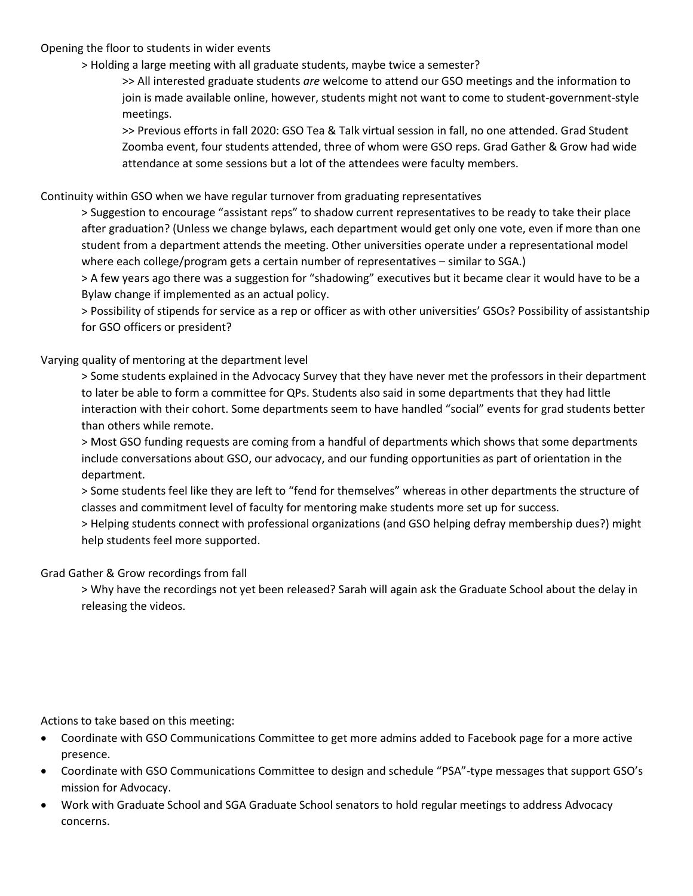Opening the floor to students in wider events

> Holding a large meeting with all graduate students, maybe twice a semester?

>> All interested graduate students *are* welcome to attend our GSO meetings and the information to join is made available online, however, students might not want to come to student-government-style meetings.

>> Previous efforts in fall 2020: GSO Tea & Talk virtual session in fall, no one attended. Grad Student Zoomba event, four students attended, three of whom were GSO reps. Grad Gather & Grow had wide attendance at some sessions but a lot of the attendees were faculty members.

Continuity within GSO when we have regular turnover from graduating representatives

> Suggestion to encourage "assistant reps" to shadow current representatives to be ready to take their place after graduation? (Unless we change bylaws, each department would get only one vote, even if more than one student from a department attends the meeting. Other universities operate under a representational model where each college/program gets a certain number of representatives – similar to SGA.)

> A few years ago there was a suggestion for "shadowing" executives but it became clear it would have to be a Bylaw change if implemented as an actual policy.

> Possibility of stipends for service as a rep or officer as with other universities' GSOs? Possibility of assistantship for GSO officers or president?

Varying quality of mentoring at the department level

> Some students explained in the Advocacy Survey that they have never met the professors in their department to later be able to form a committee for QPs. Students also said in some departments that they had little interaction with their cohort. Some departments seem to have handled "social" events for grad students better than others while remote.

> Most GSO funding requests are coming from a handful of departments which shows that some departments include conversations about GSO, our advocacy, and our funding opportunities as part of orientation in the department.

> Some students feel like they are left to "fend for themselves" whereas in other departments the structure of classes and commitment level of faculty for mentoring make students more set up for success.

> Helping students connect with professional organizations (and GSO helping defray membership dues?) might help students feel more supported.

Grad Gather & Grow recordings from fall

> Why have the recordings not yet been released? Sarah will again ask the Graduate School about the delay in releasing the videos.

Actions to take based on this meeting:

- Coordinate with GSO Communications Committee to get more admins added to Facebook page for a more active presence.
- Coordinate with GSO Communications Committee to design and schedule "PSA"-type messages that support GSO's mission for Advocacy.
- Work with Graduate School and SGA Graduate School senators to hold regular meetings to address Advocacy concerns.